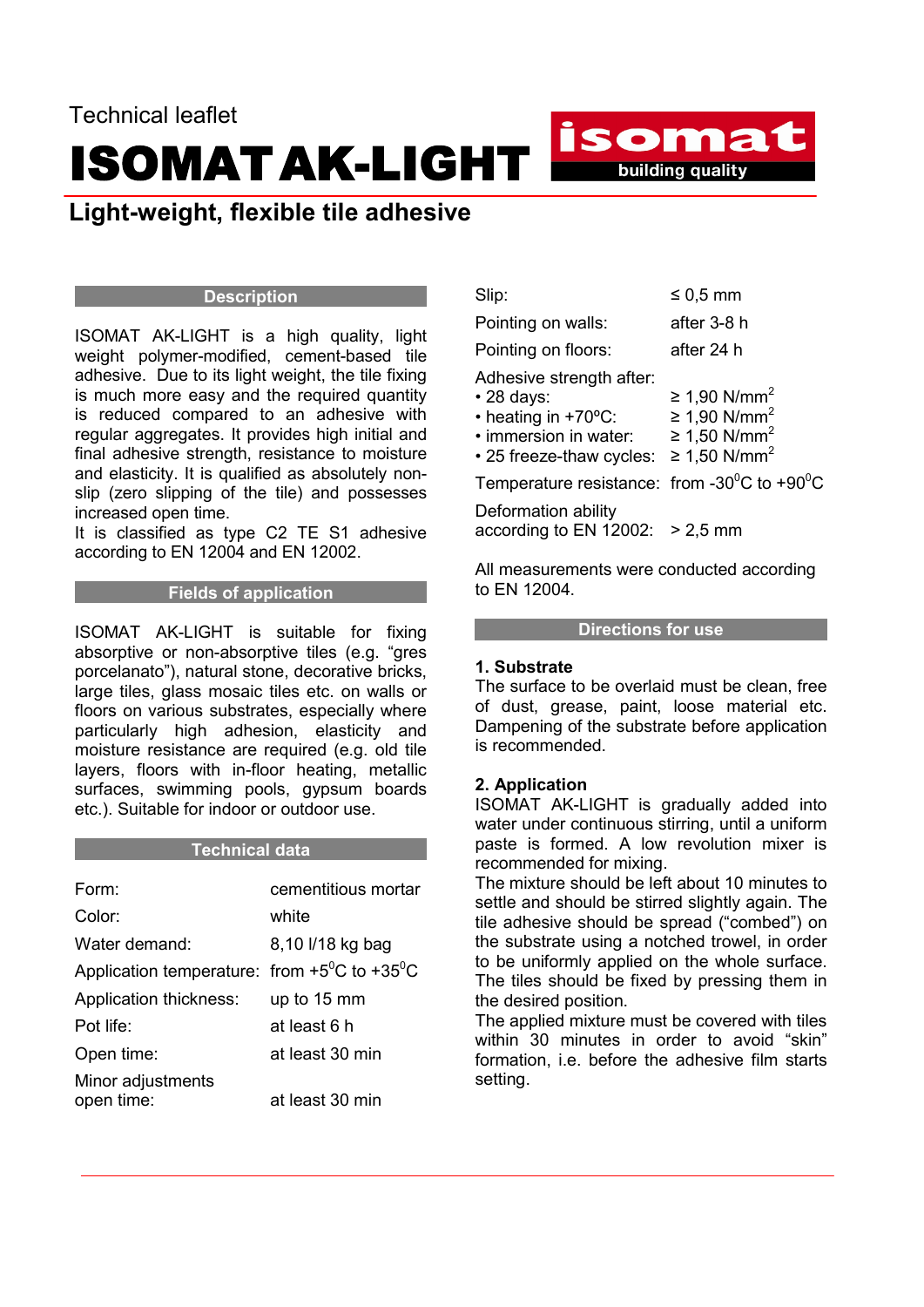Technical leaflet

# ISOMAT AK-LIGHT

## Light-weight, flexible tile adhesive

### Description

ISOMAT AK-LIGHT is a high quality, light weight polymer-modified, cement-based tile adhesive. Due to its light weight, the tile fixing is much more easy and the required quantity is reduced compared to an adhesive with regular aggregates. It provides high initial and final adhesive strength, resistance to moisture and elasticity. It is qualified as absolutely non-slip (zero slipping of the tile) and possesses increased open time.
It is classified as type C2 TE S1 adhesive according to EN 12004 and EN 12002.

### Fields of application

ISOMAT AK-LIGHT is suitable for fixing absorptive or non-absorptive tiles (e.g. “gres porcelanato”), natural stone, decorative bricks, large tiles, glass mosaic tiles etc. on walls or floors on various substrates, especially where particularly high adhesion, elasticity and moisture resistance are required (e.g. old tile layers, floors with in-floor heating, metallic surfaces, swimming pools, gypsum boards etc.). Suitable for indoor or outdoor use.

### Technical data

| | |
|---|---|
| Form: | cementitious mortar |
| Color: | white |
| Water demand: | 8,10 l/18 kg bag |
| Application temperature: | from +5$^0$C to +35$^0$C |
| Application thickness: | up to 15 mm |
| Pot life: | at least 6 h |
| Open time: | at least 30 min |
| Minor adjustments open time: | at least 30 min |
| Slip: | ≤ 0,5 mm |
| Pointing on walls: | after 3-8 h |
| Pointing on floors: | after 24 h |
| Adhesive strength after: | |
| • 28 days: | ≥ 1,90 N/mm$^2$ |
| • heating in +70ºC: | ≥ 1,90 N/mm$^2$ |
| • immersion in water: | ≥ 1,50 N/mm$^2$ |
| • 25 freeze-thaw cycles: | ≥ 1,50 N/mm$^2$ |
| Temperature resistance: | from -30$^0$C to +90$^0$C |
| Deformation ability according to EN 12002: | > 2,5 mm |

All measurements were conducted according to EN 12004.

### Directions for use

**1. Substrate**
The surface to be overlaid must be clean, free of dust, grease, paint, loose material etc. Dampening of the substrate before application is recommended.

**2. Application**
ISOMAT AK-LIGHT is gradually added into water under continuous stirring, until a uniform paste is formed. A low revolution mixer is recommended for mixing.
The mixture should be left about 10 minutes to settle and should be stirred slightly again. The tile adhesive should be spread (“combed”) on the substrate using a notched trowel, in order to be uniformly applied on the whole surface. The tiles should be fixed by pressing them in the desired position.
The applied mixture must be covered with tiles within 30 minutes in order to avoid “skin” formation, i.e. before the adhesive film starts setting.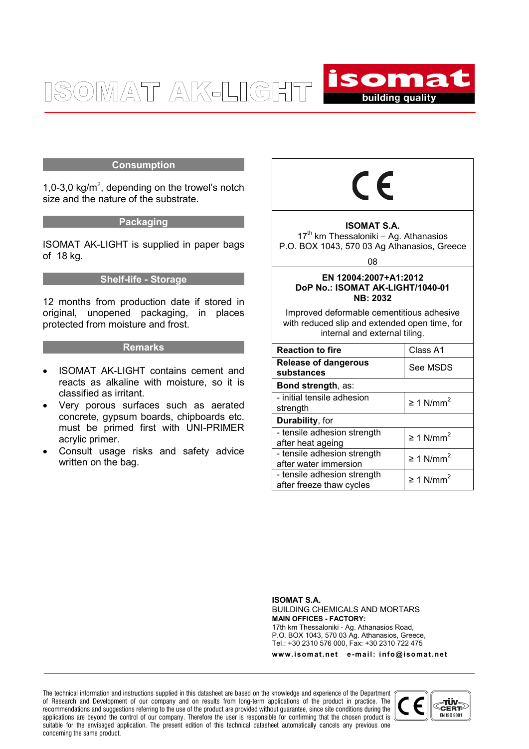# ISOMAT AK-LIGHT

## Consumption

1,0-3,0 kg/m$^2$, depending on the trowel's notch size and the nature of the substrate.

## Packaging

ISOMAT AK-LIGHT is supplied in paper bags of 18 kg.

## Shelf-life - Storage

12 months from production date if stored in original, unopened packaging, in places protected from moisture and frost.

## Remarks

- ISOMAT AK-LIGHT contains cement and reacts as alkaline with moisture, so it is classified as irritant.
- Very porous surfaces such as aerated concrete, gypsum boards, chipboards etc. must be primed first with UNI-PRIMER acrylic primer.
- Consult usage risks and safety advice written on the bag.

CE

**ISOMAT S.A.**
17th km Thessaloniki – Ag. Athanasios
P.O. BOX 1043, 570 03 Ag Athanasios, Greece

08

**EN 12004:2007+A1:2012**
**DoP No.: ISOMAT AK-LIGHT/1040-01**
**NB: 2032**

Improved deformable cementitious adhesive with reduced slip and extended open time, for internal and external tiling.

| | |
|---|---|
| **Reaction to fire** | Class A1 |
| **Release of dangerous substances** | See MSDS |
| **Bond strength**, as: | |
| - initial tensile adhesion strength | ≥ 1 N/mm$^2$ |
| **Durability**, for | |
| - tensile adhesion strength after heat ageing | ≥ 1 N/mm$^2$ |
| - tensile adhesion strength after water immersion | ≥ 1 N/mm$^2$ |
| - tensile adhesion strength after freeze thaw cycles | ≥ 1 N/mm$^2$ |

**ISOMAT S.A.**
BUILDING CHEMICALS AND MORTARS
**MAIN OFFICES - FACTORY:**
17th km Thessaloniki - Ag. Athanasios Road,
P.O. BOX 1043, 570 03 Ag. Athanasios, Greece,
Tel.: +30 2310 576 000, Fax: +30 2310 722 475
**www.isomat.net e-mail: info@isomat.net**

The technical information and instructions supplied in this datasheet are based on the knowledge and experience of the Department of Research and Development of our company and on results from long-term applications of the product in practice. The recommendations and suggestions referring to the use of the product are provided without guarantee, since site conditions during the applications are beyond the control of our company. Therefore the user is responsible for confirming that the chosen product is suitable for the envisaged application. The present edition of this technical datasheet automatically cancels any previous one concerning the same product.